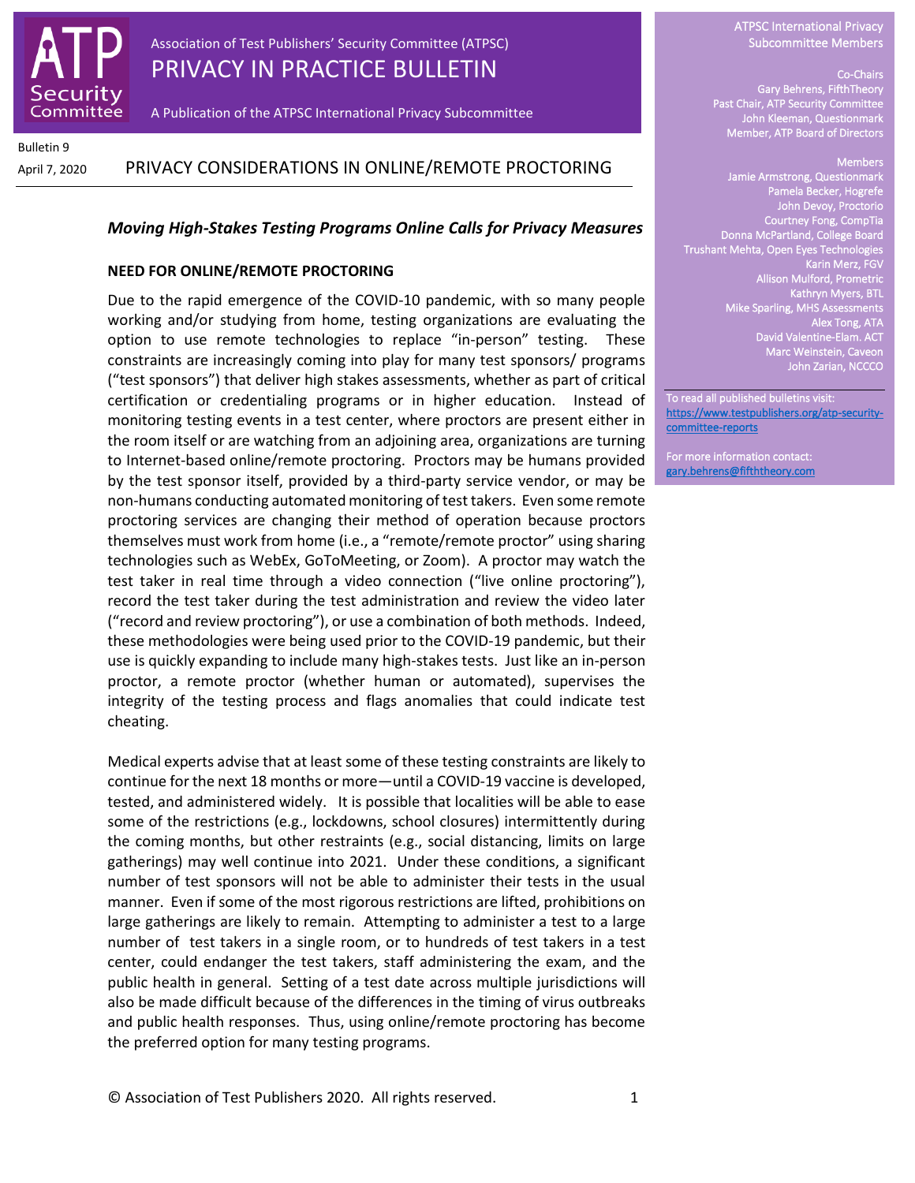ATP Security Committee

Association of Test Publishers' Security Committee (ATPSC)

# PRIVACY IN PRACTICE BULLETIN

A Publication of the ATPSC International Privacy Subcommittee

ATPSC International Privacy Subcommittee Members

Co-Chairs
Gary Behrens, FifthTheory
Past Chair, ATP Security Committee
John Kleeman, Questionmark
Member, ATP Board of Directors

Members
Jamie Armstrong, Questionmark
Pamela Becker, Hogrefe
John Devoy, Proctorio
Courtney Fong, CompTia
Donna McPartland, College Board
Trushant Mehta, Open Eyes Technologies
Karin Merz, FGV
Allison Mulford, Prometric
Kathryn Myers, BTL
Mike Sparling, MHS Assessments
Alex Tong, ATA
David Valentine-Elam. ACT
Marc Weinstein, Caveon
John Zarian, NCCCO

To read all published bulletins visit:
https://www.testpublishers.org/atp-security-committee-reports

For more information contact:
gary.behrens@fifththeory.com

Bulletin 9

April 7, 2020

## PRIVACY CONSIDERATIONS IN ONLINE/REMOTE PROCTORING

### *Moving High-Stakes Testing Programs Online Calls for Privacy Measures*

**NEED FOR ONLINE/REMOTE PROCTORING**

Due to the rapid emergence of the COVID-10 pandemic, with so many people working and/or studying from home, testing organizations are evaluating the option to use remote technologies to replace "in-person" testing. These constraints are increasingly coming into play for many test sponsors/ programs ("test sponsors") that deliver high stakes assessments, whether as part of critical certification or credentialing programs or in higher education. Instead of monitoring testing events in a test center, where proctors are present either in the room itself or are watching from an adjoining area, organizations are turning to Internet-based online/remote proctoring. Proctors may be humans provided by the test sponsor itself, provided by a third-party service vendor, or may be non-humans conducting automated monitoring of test takers. Even some remote proctoring services are changing their method of operation because proctors themselves must work from home (i.e., a "remote/remote proctor" using sharing technologies such as WebEx, GoToMeeting, or Zoom). A proctor may watch the test taker in real time through a video connection ("live online proctoring"), record the test taker during the test administration and review the video later ("record and review proctoring"), or use a combination of both methods. Indeed, these methodologies were being used prior to the COVID-19 pandemic, but their use is quickly expanding to include many high-stakes tests. Just like an in-person proctor, a remote proctor (whether human or automated), supervises the integrity of the testing process and flags anomalies that could indicate test cheating.

Medical experts advise that at least some of these testing constraints are likely to continue for the next 18 months or more—until a COVID-19 vaccine is developed, tested, and administered widely. It is possible that localities will be able to ease some of the restrictions (e.g., lockdowns, school closures) intermittently during the coming months, but other restraints (e.g., social distancing, limits on large gatherings) may well continue into 2021. Under these conditions, a significant number of test sponsors will not be able to administer their tests in the usual manner. Even if some of the most rigorous restrictions are lifted, prohibitions on large gatherings are likely to remain. Attempting to administer a test to a large number of test takers in a single room, or to hundreds of test takers in a test center, could endanger the test takers, staff administering the exam, and the public health in general. Setting of a test date across multiple jurisdictions will also be made difficult because of the differences in the timing of virus outbreaks and public health responses. Thus, using online/remote proctoring has become the preferred option for many testing programs.

© Association of Test Publishers 2020. All rights reserved.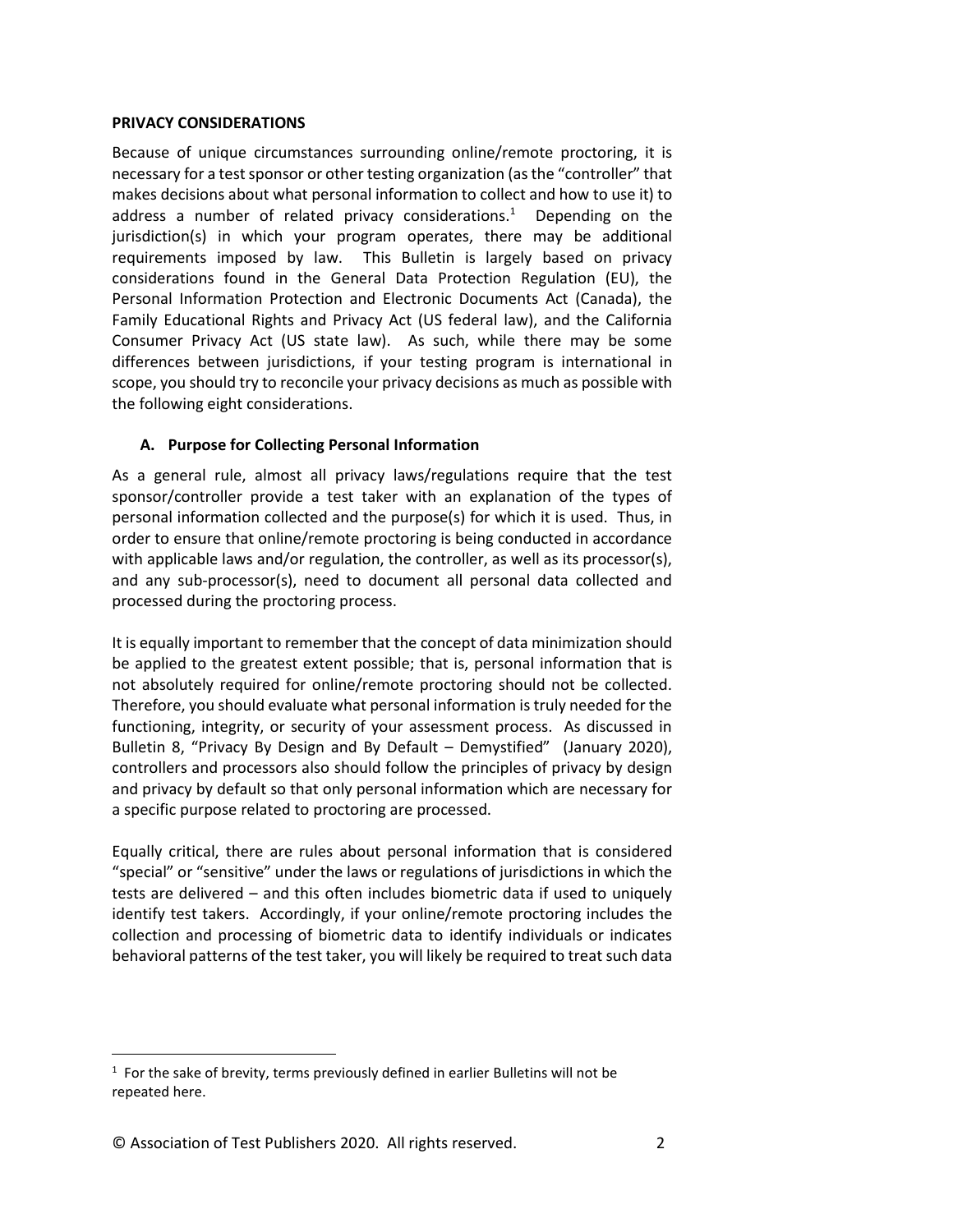**PRIVACY CONSIDERATIONS**

Because of unique circumstances surrounding online/remote proctoring, it is necessary for a test sponsor or other testing organization (as the "controller" that makes decisions about what personal information to collect and how to use it) to address a number of related privacy considerations.[1] Depending on the jurisdiction(s) in which your program operates, there may be additional requirements imposed by law. This Bulletin is largely based on privacy considerations found in the General Data Protection Regulation (EU), the Personal Information Protection and Electronic Documents Act (Canada), the Family Educational Rights and Privacy Act (US federal law), and the California Consumer Privacy Act (US state law). As such, while there may be some differences between jurisdictions, if your testing program is international in scope, you should try to reconcile your privacy decisions as much as possible with the following eight considerations.

**A. Purpose for Collecting Personal Information**

As a general rule, almost all privacy laws/regulations require that the test sponsor/controller provide a test taker with an explanation of the types of personal information collected and the purpose(s) for which it is used. Thus, in order to ensure that online/remote proctoring is being conducted in accordance with applicable laws and/or regulation, the controller, as well as its processor(s), and any sub-processor(s), need to document all personal data collected and processed during the proctoring process.

It is equally important to remember that the concept of data minimization should be applied to the greatest extent possible; that is, personal information that is not absolutely required for online/remote proctoring should not be collected. Therefore, you should evaluate what personal information is truly needed for the functioning, integrity, or security of your assessment process. As discussed in Bulletin 8, "Privacy By Design and By Default – Demystified" (January 2020), controllers and processors also should follow the principles of privacy by design and privacy by default so that only personal information which are necessary for a specific purpose related to proctoring are processed.

Equally critical, there are rules about personal information that is considered "special" or "sensitive" under the laws or regulations of jurisdictions in which the tests are delivered – and this often includes biometric data if used to uniquely identify test takers. Accordingly, if your online/remote proctoring includes the collection and processing of biometric data to identify individuals or indicates behavioral patterns of the test taker, you will likely be required to treat such data

[1] For the sake of brevity, terms previously defined in earlier Bulletins will not be repeated here.

© Association of Test Publishers 2020. All rights reserved.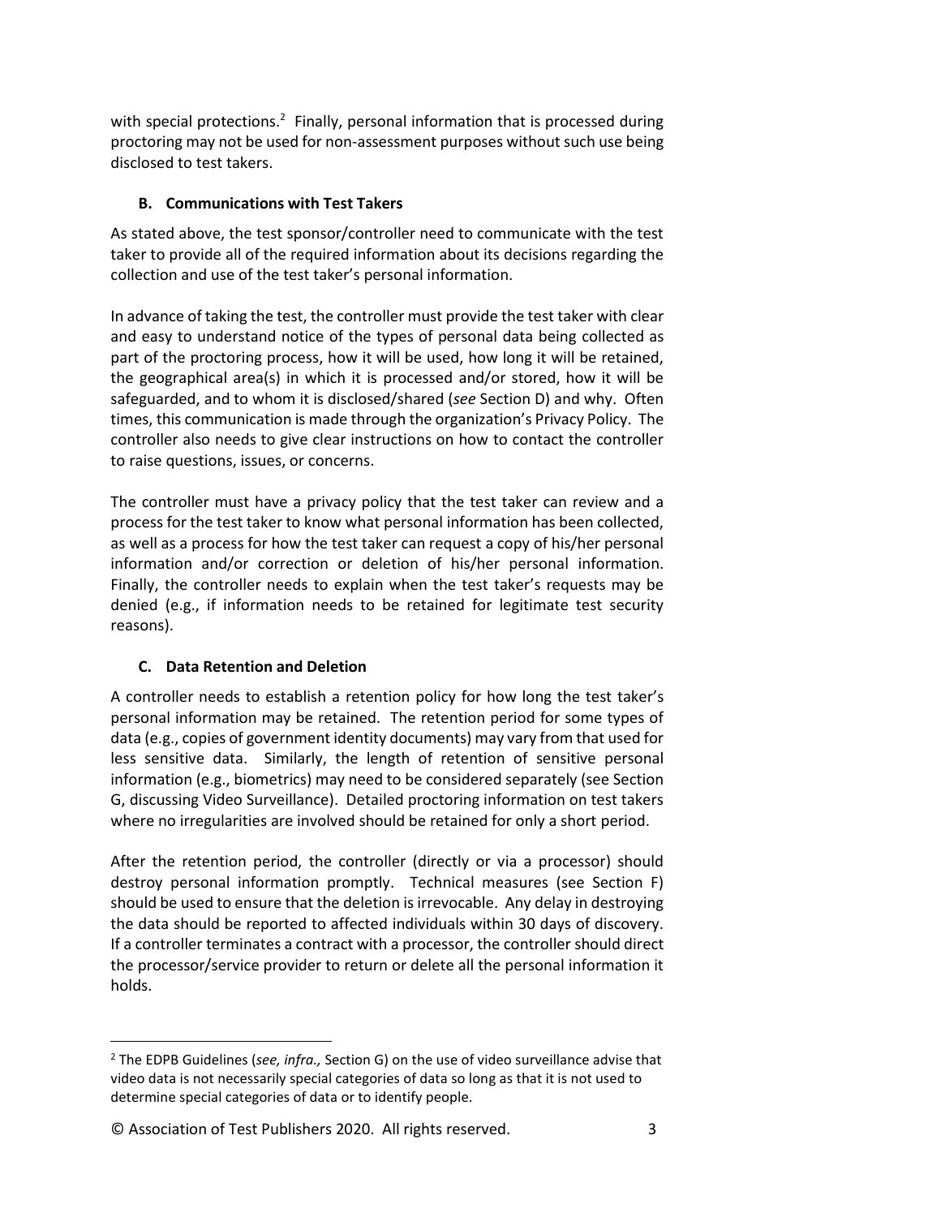with special protections.[2] Finally, personal information that is processed during proctoring may not be used for non-assessment purposes without such use being disclosed to test takers.

### B. Communications with Test Takers

As stated above, the test sponsor/controller need to communicate with the test taker to provide all of the required information about its decisions regarding the collection and use of the test taker's personal information.

In advance of taking the test, the controller must provide the test taker with clear and easy to understand notice of the types of personal data being collected as part of the proctoring process, how it will be used, how long it will be retained, the geographical area(s) in which it is processed and/or stored, how it will be safeguarded, and to whom it is disclosed/shared (*see* Section D) and why. Often times, this communication is made through the organization's Privacy Policy. The controller also needs to give clear instructions on how to contact the controller to raise questions, issues, or concerns.

The controller must have a privacy policy that the test taker can review and a process for the test taker to know what personal information has been collected, as well as a process for how the test taker can request a copy of his/her personal information and/or correction or deletion of his/her personal information. Finally, the controller needs to explain when the test taker's requests may be denied (e.g., if information needs to be retained for legitimate test security reasons).

### C. Data Retention and Deletion

A controller needs to establish a retention policy for how long the test taker's personal information may be retained. The retention period for some types of data (e.g., copies of government identity documents) may vary from that used for less sensitive data. Similarly, the length of retention of sensitive personal information (e.g., biometrics) may need to be considered separately (see Section G, discussing Video Surveillance). Detailed proctoring information on test takers where no irregularities are involved should be retained for only a short period.

After the retention period, the controller (directly or via a processor) should destroy personal information promptly. Technical measures (see Section F) should be used to ensure that the deletion is irrevocable. Any delay in destroying the data should be reported to affected individuals within 30 days of discovery. If a controller terminates a contract with a processor, the controller should direct the processor/service provider to return or delete all the personal information it holds.

---

[2] The EDPB Guidelines (*see, infra.,* Section G) on the use of video surveillance advise that video data is not necessarily special categories of data so long as that it is not used to determine special categories of data or to identify people.

© Association of Test Publishers 2020. All rights reserved.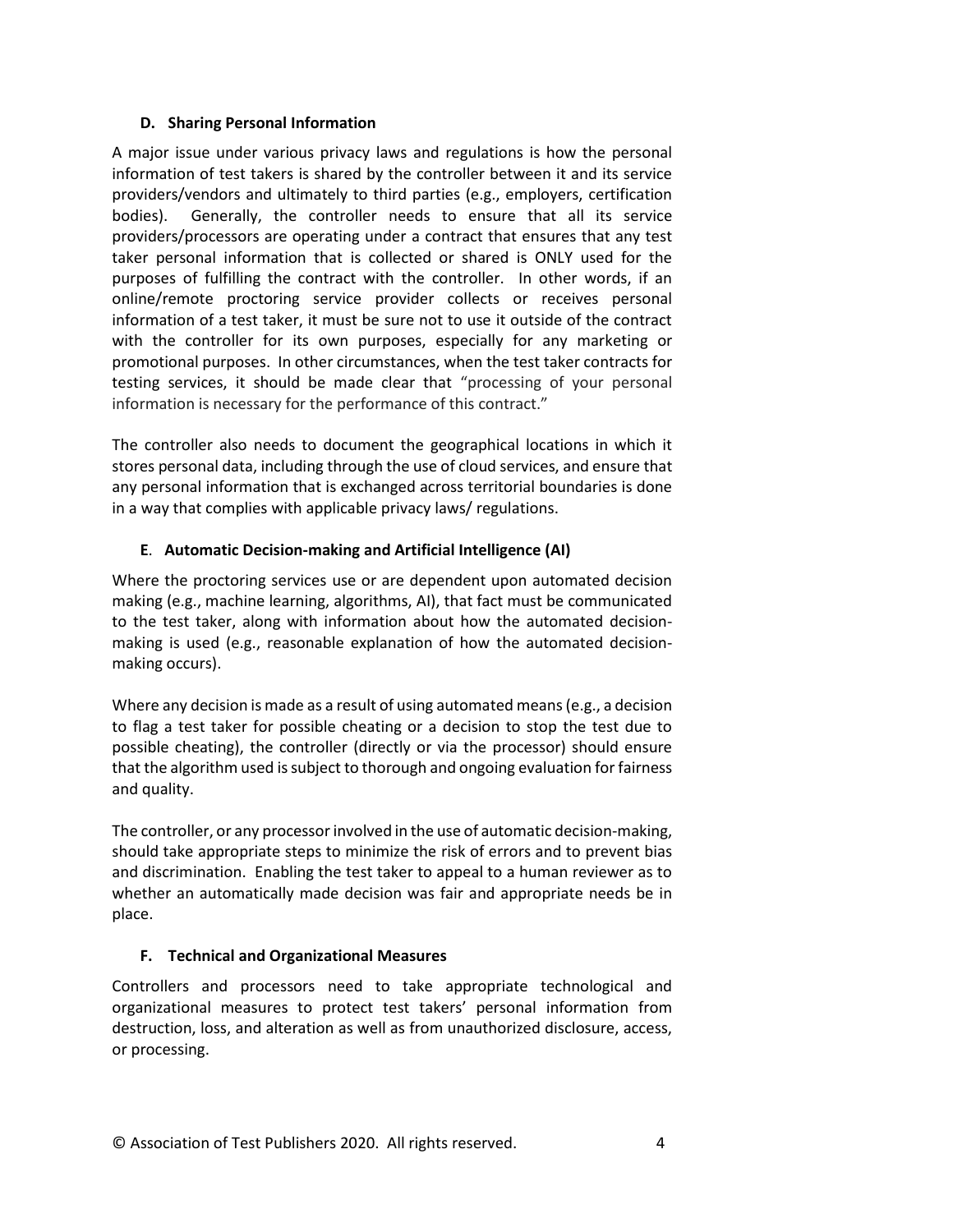### D. Sharing Personal Information

A major issue under various privacy laws and regulations is how the personal information of test takers is shared by the controller between it and its service providers/vendors and ultimately to third parties (e.g., employers, certification bodies). Generally, the controller needs to ensure that all its service providers/processors are operating under a contract that ensures that any test taker personal information that is collected or shared is ONLY used for the purposes of fulfilling the contract with the controller. In other words, if an online/remote proctoring service provider collects or receives personal information of a test taker, it must be sure not to use it outside of the contract with the controller for its own purposes, especially for any marketing or promotional purposes. In other circumstances, when the test taker contracts for testing services, it should be made clear that "processing of your personal information is necessary for the performance of this contract."

The controller also needs to document the geographical locations in which it stores personal data, including through the use of cloud services, and ensure that any personal information that is exchanged across territorial boundaries is done in a way that complies with applicable privacy laws/ regulations.

### E. Automatic Decision-making and Artificial Intelligence (AI)

Where the proctoring services use or are dependent upon automated decision making (e.g., machine learning, algorithms, AI), that fact must be communicated to the test taker, along with information about how the automated decision-making is used (e.g., reasonable explanation of how the automated decision-making occurs).

Where any decision is made as a result of using automated means (e.g., a decision to flag a test taker for possible cheating or a decision to stop the test due to possible cheating), the controller (directly or via the processor) should ensure that the algorithm used is subject to thorough and ongoing evaluation for fairness and quality.

The controller, or any processor involved in the use of automatic decision-making, should take appropriate steps to minimize the risk of errors and to prevent bias and discrimination. Enabling the test taker to appeal to a human reviewer as to whether an automatically made decision was fair and appropriate needs be in place.

### F. Technical and Organizational Measures

Controllers and processors need to take appropriate technological and organizational measures to protect test takers' personal information from destruction, loss, and alteration as well as from unauthorized disclosure, access, or processing.

© Association of Test Publishers 2020. All rights reserved.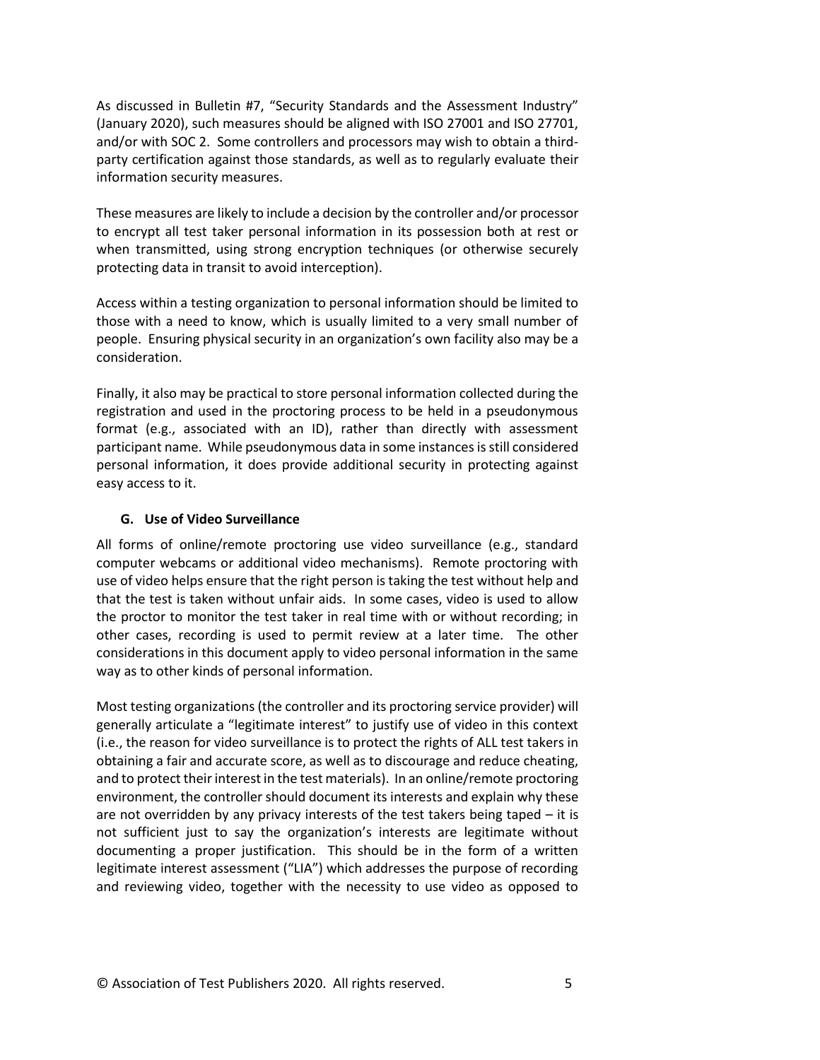As discussed in Bulletin #7, "Security Standards and the Assessment Industry" (January 2020), such measures should be aligned with ISO 27001 and ISO 27701, and/or with SOC 2. Some controllers and processors may wish to obtain a third-party certification against those standards, as well as to regularly evaluate their information security measures.

These measures are likely to include a decision by the controller and/or processor to encrypt all test taker personal information in its possession both at rest or when transmitted, using strong encryption techniques (or otherwise securely protecting data in transit to avoid interception).

Access within a testing organization to personal information should be limited to those with a need to know, which is usually limited to a very small number of people. Ensuring physical security in an organization's own facility also may be a consideration.

Finally, it also may be practical to store personal information collected during the registration and used in the proctoring process to be held in a pseudonymous format (e.g., associated with an ID), rather than directly with assessment participant name. While pseudonymous data in some instances is still considered personal information, it does provide additional security in protecting against easy access to it.

### G. Use of Video Surveillance

All forms of online/remote proctoring use video surveillance (e.g., standard computer webcams or additional video mechanisms). Remote proctoring with use of video helps ensure that the right person is taking the test without help and that the test is taken without unfair aids. In some cases, video is used to allow the proctor to monitor the test taker in real time with or without recording; in other cases, recording is used to permit review at a later time. The other considerations in this document apply to video personal information in the same way as to other kinds of personal information.

Most testing organizations (the controller and its proctoring service provider) will generally articulate a "legitimate interest" to justify use of video in this context (i.e., the reason for video surveillance is to protect the rights of ALL test takers in obtaining a fair and accurate score, as well as to discourage and reduce cheating, and to protect their interest in the test materials). In an online/remote proctoring environment, the controller should document its interests and explain why these are not overridden by any privacy interests of the test takers being taped – it is not sufficient just to say the organization's interests are legitimate without documenting a proper justification. This should be in the form of a written legitimate interest assessment ("LIA") which addresses the purpose of recording and reviewing video, together with the necessity to use video as opposed to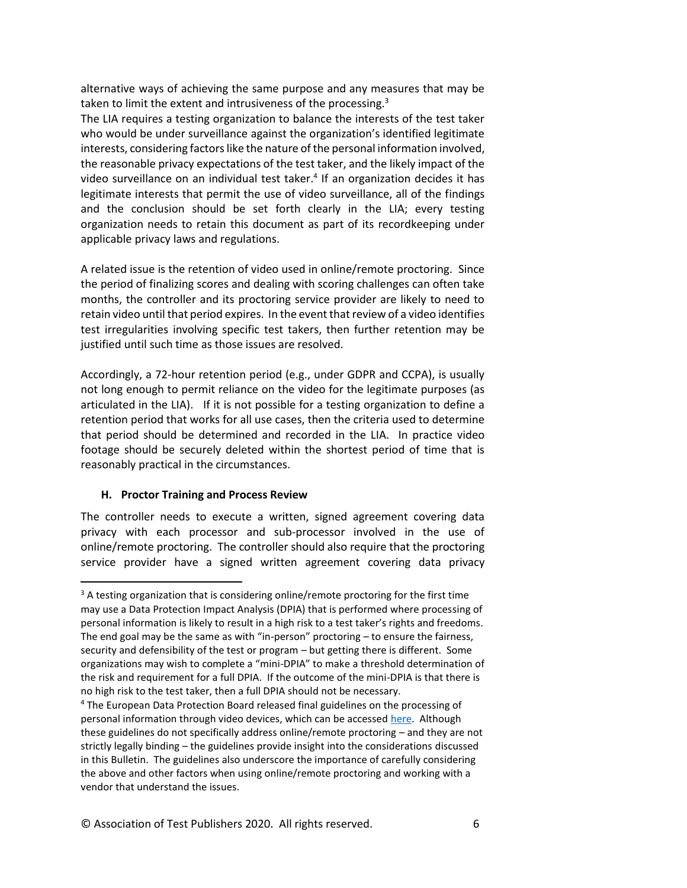alternative ways of achieving the same purpose and any measures that may be taken to limit the extent and intrusiveness of the processing.[3]

The LIA requires a testing organization to balance the interests of the test taker who would be under surveillance against the organization's identified legitimate interests, considering factors like the nature of the personal information involved, the reasonable privacy expectations of the test taker, and the likely impact of the video surveillance on an individual test taker.[4] If an organization decides it has legitimate interests that permit the use of video surveillance, all of the findings and the conclusion should be set forth clearly in the LIA; every testing organization needs to retain this document as part of its recordkeeping under applicable privacy laws and regulations.

A related issue is the retention of video used in online/remote proctoring. Since the period of finalizing scores and dealing with scoring challenges can often take months, the controller and its proctoring service provider are likely to need to retain video until that period expires. In the event that review of a video identifies test irregularities involving specific test takers, then further retention may be justified until such time as those issues are resolved.

Accordingly, a 72-hour retention period (e.g., under GDPR and CCPA), is usually not long enough to permit reliance on the video for the legitimate purposes (as articulated in the LIA). If it is not possible for a testing organization to define a retention period that works for all use cases, then the criteria used to determine that period should be determined and recorded in the LIA. In practice video footage should be securely deleted within the shortest period of time that is reasonably practical in the circumstances.

### H. Proctor Training and Process Review

The controller needs to execute a written, signed agreement covering data privacy with each processor and sub-processor involved in the use of online/remote proctoring. The controller should also require that the proctoring service provider have a signed written agreement covering data privacy

---

[3] A testing organization that is considering online/remote proctoring for the first time may use a Data Protection Impact Analysis (DPIA) that is performed where processing of personal information is likely to result in a high risk to a test taker's rights and freedoms. The end goal may be the same as with "in-person" proctoring – to ensure the fairness, security and defensibility of the test or program – but getting there is different. Some organizations may wish to complete a "mini-DPIA" to make a threshold determination of the risk and requirement for a full DPIA. If the outcome of the mini-DPIA is that there is no high risk to the test taker, then a full DPIA should not be necessary.

[4] The European Data Protection Board released final guidelines on the processing of personal information through video devices, which can be accessed here. Although these guidelines do not specifically address online/remote proctoring – and they are not strictly legally binding – the guidelines provide insight into the considerations discussed in this Bulletin. The guidelines also underscore the importance of carefully considering the above and other factors when using online/remote proctoring and working with a vendor that understand the issues.

© Association of Test Publishers 2020. All rights reserved.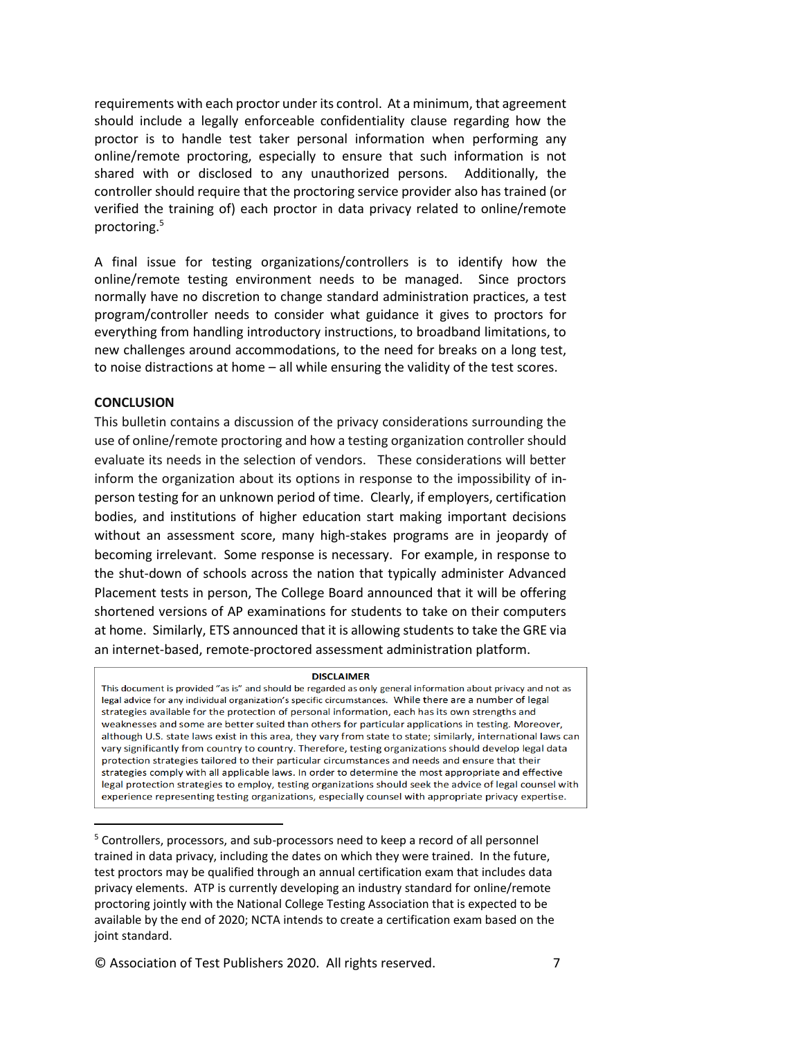requirements with each proctor under its control. At a minimum, that agreement should include a legally enforceable confidentiality clause regarding how the proctor is to handle test taker personal information when performing any online/remote proctoring, especially to ensure that such information is not shared with or disclosed to any unauthorized persons. Additionally, the controller should require that the proctoring service provider also has trained (or verified the training of) each proctor in data privacy related to online/remote proctoring.[5]

A final issue for testing organizations/controllers is to identify how the online/remote testing environment needs to be managed. Since proctors normally have no discretion to change standard administration practices, a test program/controller needs to consider what guidance it gives to proctors for everything from handling introductory instructions, to broadband limitations, to new challenges around accommodations, to the need for breaks on a long test, to noise distractions at home – all while ensuring the validity of the test scores.

**CONCLUSION**

This bulletin contains a discussion of the privacy considerations surrounding the use of online/remote proctoring and how a testing organization controller should evaluate its needs in the selection of vendors. These considerations will better inform the organization about its options in response to the impossibility of in-person testing for an unknown period of time. Clearly, if employers, certification bodies, and institutions of higher education start making important decisions without an assessment score, many high-stakes programs are in jeopardy of becoming irrelevant. Some response is necessary. For example, in response to the shut-down of schools across the nation that typically administer Advanced Placement tests in person, The College Board announced that it will be offering shortened versions of AP examinations for students to take on their computers at home. Similarly, ETS announced that it is allowing students to take the GRE via an internet-based, remote-proctored assessment administration platform.

**DISCLAIMER**

This document is provided "as is" and should be regarded as only general information about privacy and not as legal advice for any individual organization's specific circumstances. While there are a number of legal strategies available for the protection of personal information, each has its own strengths and weaknesses and some are better suited than others for particular applications in testing. Moreover, although U.S. state laws exist in this area, they vary from state to state; similarly, international laws can vary significantly from country to country. Therefore, testing organizations should develop legal data protection strategies tailored to their particular circumstances and needs and ensure that their strategies comply with all applicable laws. In order to determine the most appropriate and effective legal protection strategies to employ, testing organizations should seek the advice of legal counsel with experience representing testing organizations, especially counsel with appropriate privacy expertise.

---

[5] Controllers, processors, and sub-processors need to keep a record of all personnel trained in data privacy, including the dates on which they were trained. In the future, test proctors may be qualified through an annual certification exam that includes data privacy elements. ATP is currently developing an industry standard for online/remote proctoring jointly with the National College Testing Association that is expected to be available by the end of 2020; NCTA intends to create a certification exam based on the joint standard.

© Association of Test Publishers 2020. All rights reserved.